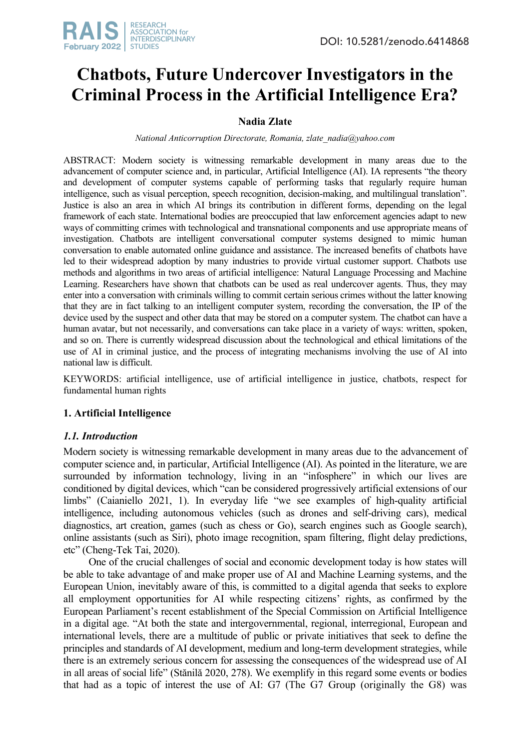# Chatbots, Future Undercover Investigators in the Criminal Process in the Artificial Intelligence Era?

**Nadia Zlate**

*National Anticorruption Directorate, Romania, zlate_nadia@yahoo.com*

ABSTRACT: Modern society is witnessing remarkable development in many areas due to the advancement of computer science and, in particular, Artificial Intelligence (AI). IA represents "the theory and development of computer systems capable of performing tasks that regularly require human intelligence, such as visual perception, speech recognition, decision-making, and multilingual translation". Justice is also an area in which AI brings its contribution in different forms, depending on the legal framework of each state. International bodies are preoccupied that law enforcement agencies adapt to new ways of committing crimes with technological and transnational components and use appropriate means of investigation. Chatbots are intelligent conversational computer systems designed to mimic human conversation to enable automated online guidance and assistance. The increased benefits of chatbots have led to their widespread adoption by many industries to provide virtual customer support. Chatbots use methods and algorithms in two areas of artificial intelligence: Natural Language Processing and Machine Learning. Researchers have shown that chatbots can be used as real undercover agents. Thus, they may enter into a conversation with criminals willing to commit certain serious crimes without the latter knowing that they are in fact talking to an intelligent computer system, recording the conversation, the IP of the device used by the suspect and other data that may be stored on a computer system. The chatbot can have a human avatar, but not necessarily, and conversations can take place in a variety of ways: written, spoken, and so on. There is currently widespread discussion about the technological and ethical limitations of the use of AI in criminal justice, and the process of integrating mechanisms involving the use of AI into national law is difficult.

KEYWORDS: artificial intelligence, use of artificial intelligence in justice, chatbots, respect for fundamental human rights

## 1. Artificial Intelligence

### *1.1. Introduction*

Modern society is witnessing remarkable development in many areas due to the advancement of computer science and, in particular, Artificial Intelligence (AI). As pointed in the literature, we are surrounded by information technology, living in an "infosphere" in which our lives are conditioned by digital devices, which "can be considered progressively artificial extensions of our limbs" (Caianiello 2021, 1). In everyday life "we see examples of high-quality artificial intelligence, including autonomous vehicles (such as drones and self-driving cars), medical diagnostics, art creation, games (such as chess or Go), search engines such as Google search), online assistants (such as Siri), photo image recognition, spam filtering, flight delay predictions, etc" (Cheng-Tek Tai, 2020).

One of the crucial challenges of social and economic development today is how states will be able to take advantage of and make proper use of AI and Machine Learning systems, and the European Union, inevitably aware of this, is committed to a digital agenda that seeks to explore all employment opportunities for AI while respecting citizens' rights, as confirmed by the European Parliament's recent establishment of the Special Commission on Artificial Intelligence in a digital age. "At both the state and intergovernmental, regional, interregional, European and international levels, there are a multitude of public or private initiatives that seek to define the principles and standards of AI development, medium and long-term development strategies, while there is an extremely serious concern for assessing the consequences of the widespread use of AI in all areas of social life" (Stănilă 2020, 278). We exemplify in this regard some events or bodies that had as a topic of interest the use of AI: G7 (The G7 Group (originally the G8) was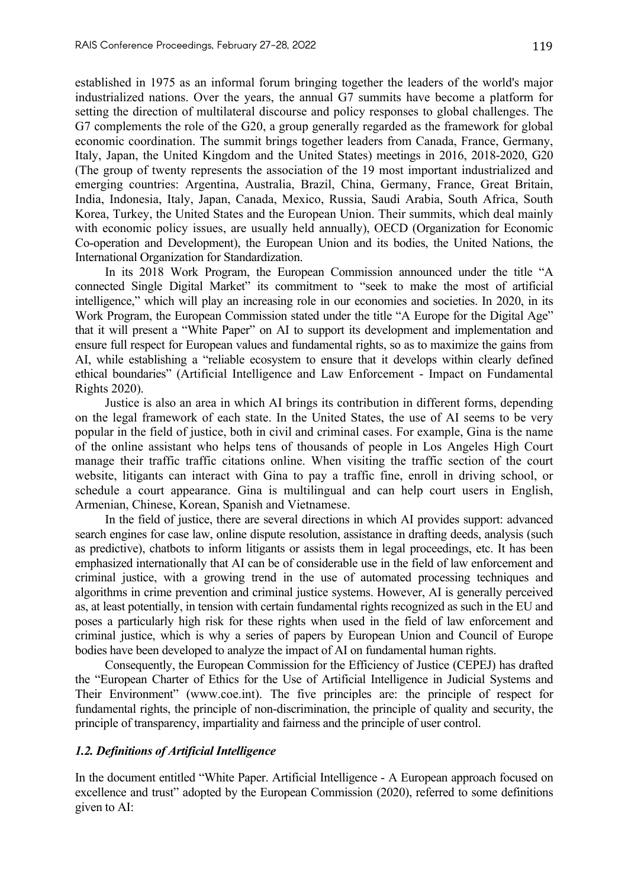established in 1975 as an informal forum bringing together the leaders of the world's major industrialized nations. Over the years, the annual G7 summits have become a platform for setting the direction of multilateral discourse and policy responses to global challenges. The G7 complements the role of the G20, a group generally regarded as the framework for global economic coordination. The summit brings together leaders from Canada, France, Germany, Italy, Japan, the United Kingdom and the United States) meetings in 2016, 2018-2020, G20 (The group of twenty represents the association of the 19 most important industrialized and emerging countries: Argentina, Australia, Brazil, China, Germany, France, Great Britain, India, Indonesia, Italy, Japan, Canada, Mexico, Russia, Saudi Arabia, South Africa, South Korea, Turkey, the United States and the European Union. Their summits, which deal mainly with economic policy issues, are usually held annually), OECD (Organization for Economic Co-operation and Development), the European Union and its bodies, the United Nations, the International Organization for Standardization.

In its 2018 Work Program, the European Commission announced under the title "A connected Single Digital Market" its commitment to "seek to make the most of artificial intelligence," which will play an increasing role in our economies and societies. In 2020, in its Work Program, the European Commission stated under the title "A Europe for the Digital Age" that it will present a "White Paper" on AI to support its development and implementation and ensure full respect for European values and fundamental rights, so as to maximize the gains from AI, while establishing a "reliable ecosystem to ensure that it develops within clearly defined ethical boundaries" (Artificial Intelligence and Law Enforcement - Impact on Fundamental Rights 2020).

Justice is also an area in which AI brings its contribution in different forms, depending on the legal framework of each state. In the United States, the use of AI seems to be very popular in the field of justice, both in civil and criminal cases. For example, Gina is the name of the online assistant who helps tens of thousands of people in Los Angeles High Court manage their traffic traffic citations online. When visiting the traffic section of the court website, litigants can interact with Gina to pay a traffic fine, enroll in driving school, or schedule a court appearance. Gina is multilingual and can help court users in English, Armenian, Chinese, Korean, Spanish and Vietnamese.

In the field of justice, there are several directions in which AI provides support: advanced search engines for case law, online dispute resolution, assistance in drafting deeds, analysis (such as predictive), chatbots to inform litigants or assists them in legal proceedings, etc. It has been emphasized internationally that AI can be of considerable use in the field of law enforcement and criminal justice, with a growing trend in the use of automated processing techniques and algorithms in crime prevention and criminal justice systems. However, AI is generally perceived as, at least potentially, in tension with certain fundamental rights recognized as such in the EU and poses a particularly high risk for these rights when used in the field of law enforcement and criminal justice, which is why a series of papers by European Union and Council of Europe bodies have been developed to analyze the impact of AI on fundamental human rights.

Consequently, the European Commission for the Efficiency of Justice (CEPEJ) has drafted the "European Charter of Ethics for the Use of Artificial Intelligence in Judicial Systems and Their Environment" (www.coe.int). The five principles are: the principle of respect for fundamental rights, the principle of non-discrimination, the principle of quality and security, the principle of transparency, impartiality and fairness and the principle of user control.

### *1.2. Definitions of Artificial Intelligence*

In the document entitled "White Paper. Artificial Intelligence - A European approach focused on excellence and trust" adopted by the European Commission (2020), referred to some definitions given to AI: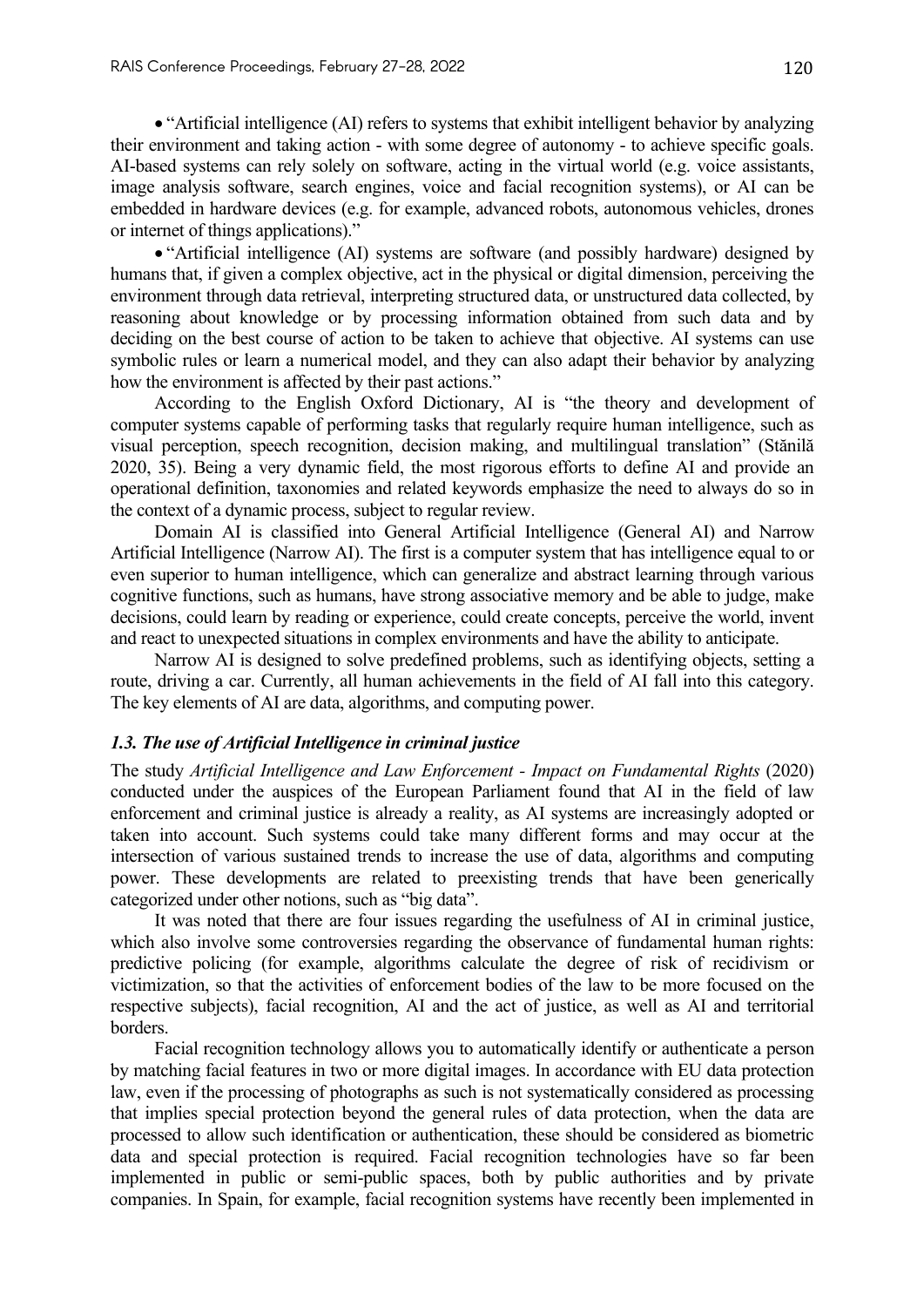- "Artificial intelligence (AI) refers to systems that exhibit intelligent behavior by analyzing their environment and taking action - with some degree of autonomy - to achieve specific goals. AI-based systems can rely solely on software, acting in the virtual world (e.g. voice assistants, image analysis software, search engines, voice and facial recognition systems), or AI can be embedded in hardware devices (e.g. for example, advanced robots, autonomous vehicles, drones or internet of things applications)."
- "Artificial intelligence (AI) systems are software (and possibly hardware) designed by humans that, if given a complex objective, act in the physical or digital dimension, perceiving the environment through data retrieval, interpreting structured data, or unstructured data collected, by reasoning about knowledge or by processing information obtained from such data and by deciding on the best course of action to be taken to achieve that objective. AI systems can use symbolic rules or learn a numerical model, and they can also adapt their behavior by analyzing how the environment is affected by their past actions."

According to the English Oxford Dictionary, AI is "the theory and development of computer systems capable of performing tasks that regularly require human intelligence, such as visual perception, speech recognition, decision making, and multilingual translation" (Stănilă 2020, 35). Being a very dynamic field, the most rigorous efforts to define AI and provide an operational definition, taxonomies and related keywords emphasize the need to always do so in the context of a dynamic process, subject to regular review.

Domain AI is classified into General Artificial Intelligence (General AI) and Narrow Artificial Intelligence (Narrow AI). The first is a computer system that has intelligence equal to or even superior to human intelligence, which can generalize and abstract learning through various cognitive functions, such as humans, have strong associative memory and be able to judge, make decisions, could learn by reading or experience, could create concepts, perceive the world, invent and react to unexpected situations in complex environments and have the ability to anticipate.

Narrow AI is designed to solve predefined problems, such as identifying objects, setting a route, driving a car. Currently, all human achievements in the field of AI fall into this category. The key elements of AI are data, algorithms, and computing power.

### *1.3. The use of Artificial Intelligence in criminal justice*

The study *Artificial Intelligence and Law Enforcement - Impact on Fundamental Rights* (2020) conducted under the auspices of the European Parliament found that AI in the field of law enforcement and criminal justice is already a reality, as AI systems are increasingly adopted or taken into account. Such systems could take many different forms and may occur at the intersection of various sustained trends to increase the use of data, algorithms and computing power. These developments are related to preexisting trends that have been generically categorized under other notions, such as "big data".

It was noted that there are four issues regarding the usefulness of AI in criminal justice, which also involve some controversies regarding the observance of fundamental human rights: predictive policing (for example, algorithms calculate the degree of risk of recidivism or victimization, so that the activities of enforcement bodies of the law to be more focused on the respective subjects), facial recognition, AI and the act of justice, as well as AI and territorial borders.

Facial recognition technology allows you to automatically identify or authenticate a person by matching facial features in two or more digital images. In accordance with EU data protection law, even if the processing of photographs as such is not systematically considered as processing that implies special protection beyond the general rules of data protection, when the data are processed to allow such identification or authentication, these should be considered as biometric data and special protection is required. Facial recognition technologies have so far been implemented in public or semi-public spaces, both by public authorities and by private companies. In Spain, for example, facial recognition systems have recently been implemented in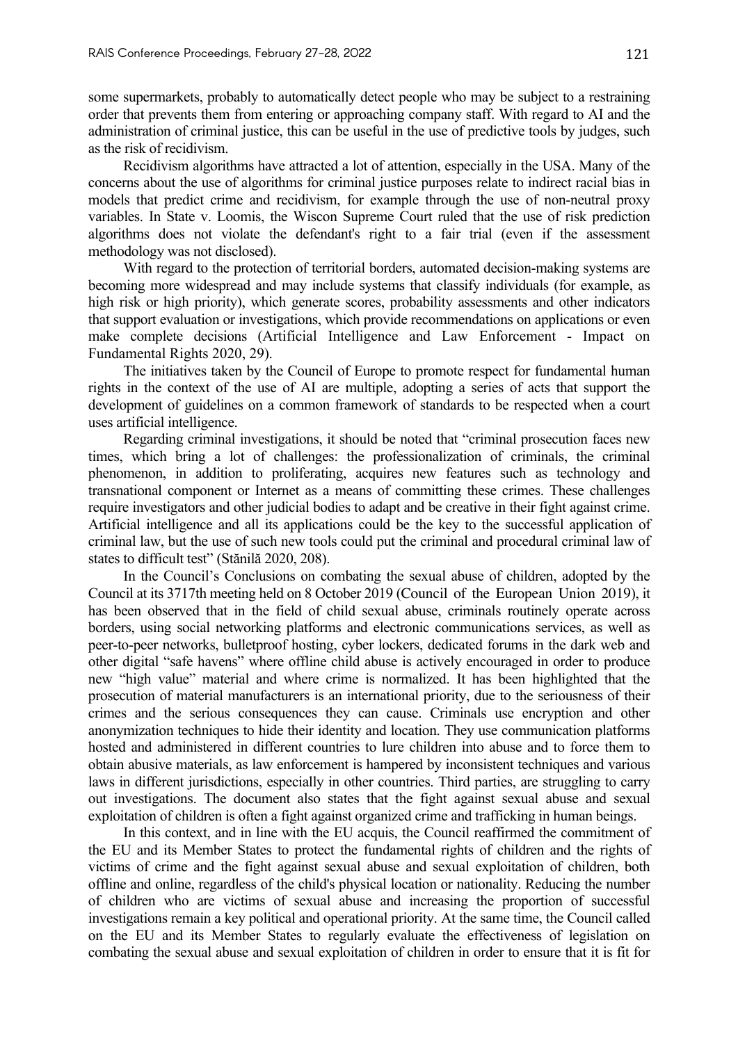some supermarkets, probably to automatically detect people who may be subject to a restraining order that prevents them from entering or approaching company staff. With regard to AI and the administration of criminal justice, this can be useful in the use of predictive tools by judges, such as the risk of recidivism.

Recidivism algorithms have attracted a lot of attention, especially in the USA. Many of the concerns about the use of algorithms for criminal justice purposes relate to indirect racial bias in models that predict crime and recidivism, for example through the use of non-neutral proxy variables. In State v. Loomis, the Wiscon Supreme Court ruled that the use of risk prediction algorithms does not violate the defendant's right to a fair trial (even if the assessment methodology was not disclosed).

With regard to the protection of territorial borders, automated decision-making systems are becoming more widespread and may include systems that classify individuals (for example, as high risk or high priority), which generate scores, probability assessments and other indicators that support evaluation or investigations, which provide recommendations on applications or even make complete decisions (Artificial Intelligence and Law Enforcement - Impact on Fundamental Rights 2020, 29).

The initiatives taken by the Council of Europe to promote respect for fundamental human rights in the context of the use of AI are multiple, adopting a series of acts that support the development of guidelines on a common framework of standards to be respected when a court uses artificial intelligence.

Regarding criminal investigations, it should be noted that "criminal prosecution faces new times, which bring a lot of challenges: the professionalization of criminals, the criminal phenomenon, in addition to proliferating, acquires new features such as technology and transnational component or Internet as a means of committing these crimes. These challenges require investigators and other judicial bodies to adapt and be creative in their fight against crime. Artificial intelligence and all its applications could be the key to the successful application of criminal law, but the use of such new tools could put the criminal and procedural criminal law of states to difficult test" (Stănilă 2020, 208).

In the Council's Conclusions on combating the sexual abuse of children, adopted by the Council at its 3717th meeting held on 8 October 2019 (Council of the European Union 2019), it has been observed that in the field of child sexual abuse, criminals routinely operate across borders, using social networking platforms and electronic communications services, as well as peer-to-peer networks, bulletproof hosting, cyber lockers, dedicated forums in the dark web and other digital "safe havens" where offline child abuse is actively encouraged in order to produce new "high value" material and where crime is normalized. It has been highlighted that the prosecution of material manufacturers is an international priority, due to the seriousness of their crimes and the serious consequences they can cause. Criminals use encryption and other anonymization techniques to hide their identity and location. They use communication platforms hosted and administered in different countries to lure children into abuse and to force them to obtain abusive materials, as law enforcement is hampered by inconsistent techniques and various laws in different jurisdictions, especially in other countries. Third parties, are struggling to carry out investigations. The document also states that the fight against sexual abuse and sexual exploitation of children is often a fight against organized crime and trafficking in human beings.

In this context, and in line with the EU acquis, the Council reaffirmed the commitment of the EU and its Member States to protect the fundamental rights of children and the rights of victims of crime and the fight against sexual abuse and sexual exploitation of children, both offline and online, regardless of the child's physical location or nationality. Reducing the number of children who are victims of sexual abuse and increasing the proportion of successful investigations remain a key political and operational priority. At the same time, the Council called on the EU and its Member States to regularly evaluate the effectiveness of legislation on combating the sexual abuse and sexual exploitation of children in order to ensure that it is fit for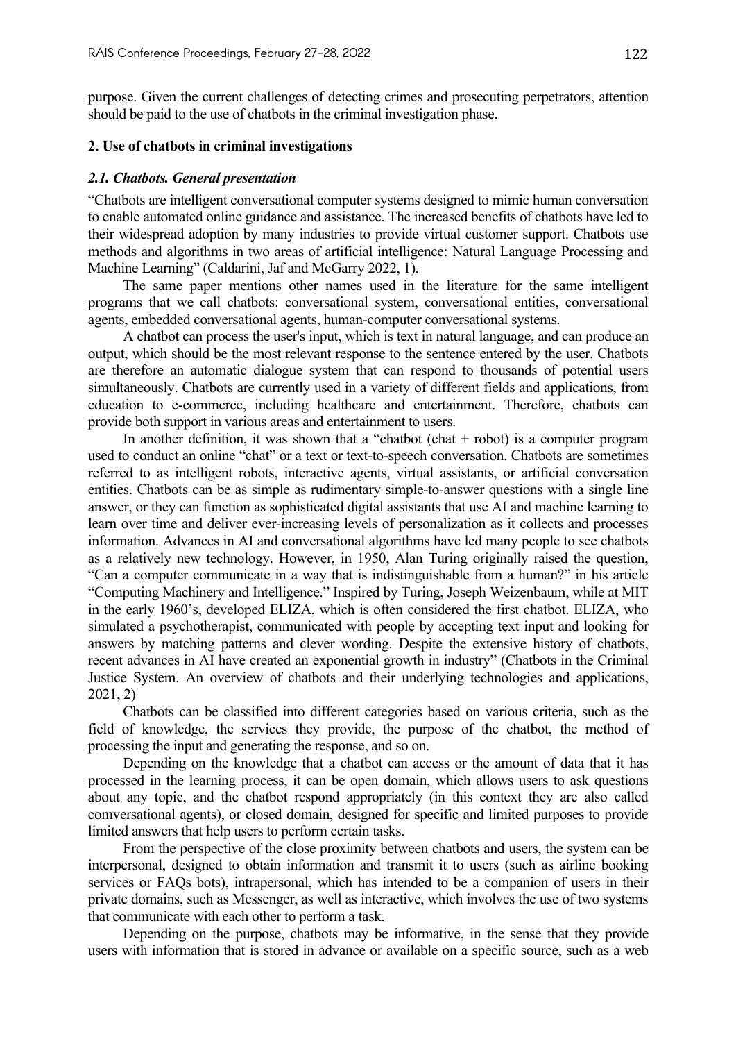purpose. Given the current challenges of detecting crimes and prosecuting perpetrators, attention should be paid to the use of chatbots in the criminal investigation phase.

## 2. Use of chatbots in criminal investigations

### *2.1. Chatbots. General presentation*

"Chatbots are intelligent conversational computer systems designed to mimic human conversation to enable automated online guidance and assistance. The increased benefits of chatbots have led to their widespread adoption by many industries to provide virtual customer support. Chatbots use methods and algorithms in two areas of artificial intelligence: Natural Language Processing and Machine Learning" (Caldarini, Jaf and McGarry 2022, 1).

The same paper mentions other names used in the literature for the same intelligent programs that we call chatbots: conversational system, conversational entities, conversational agents, embedded conversational agents, human-computer conversational systems.

A chatbot can process the user's input, which is text in natural language, and can produce an output, which should be the most relevant response to the sentence entered by the user. Chatbots are therefore an automatic dialogue system that can respond to thousands of potential users simultaneously. Chatbots are currently used in a variety of different fields and applications, from education to e-commerce, including healthcare and entertainment. Therefore, chatbots can provide both support in various areas and entertainment to users.

In another definition, it was shown that a "chatbot (chat + robot) is a computer program used to conduct an online "chat" or a text or text-to-speech conversation. Chatbots are sometimes referred to as intelligent robots, interactive agents, virtual assistants, or artificial conversation entities. Chatbots can be as simple as rudimentary simple-to-answer questions with a single line answer, or they can function as sophisticated digital assistants that use AI and machine learning to learn over time and deliver ever-increasing levels of personalization as it collects and processes information. Advances in AI and conversational algorithms have led many people to see chatbots as a relatively new technology. However, in 1950, Alan Turing originally raised the question, "Can a computer communicate in a way that is indistinguishable from a human?" in his article "Computing Machinery and Intelligence." Inspired by Turing, Joseph Weizenbaum, while at MIT in the early 1960's, developed ELIZA, which is often considered the first chatbot. ELIZA, who simulated a psychotherapist, communicated with people by accepting text input and looking for answers by matching patterns and clever wording. Despite the extensive history of chatbots, recent advances in AI have created an exponential growth in industry" (Chatbots in the Criminal Justice System. An overview of chatbots and their underlying technologies and applications, 2021, 2)

Chatbots can be classified into different categories based on various criteria, such as the field of knowledge, the services they provide, the purpose of the chatbot, the method of processing the input and generating the response, and so on.

Depending on the knowledge that a chatbot can access or the amount of data that it has processed in the learning process, it can be open domain, which allows users to ask questions about any topic, and the chatbot respond appropriately (in this context they are also called comversational agents), or closed domain, designed for specific and limited purposes to provide limited answers that help users to perform certain tasks.

From the perspective of the close proximity between chatbots and users, the system can be interpersonal, designed to obtain information and transmit it to users (such as airline booking services or FAQs bots), intrapersonal, which has intended to be a companion of users in their private domains, such as Messenger, as well as interactive, which involves the use of two systems that communicate with each other to perform a task.

Depending on the purpose, chatbots may be informative, in the sense that they provide users with information that is stored in advance or available on a specific source, such as a web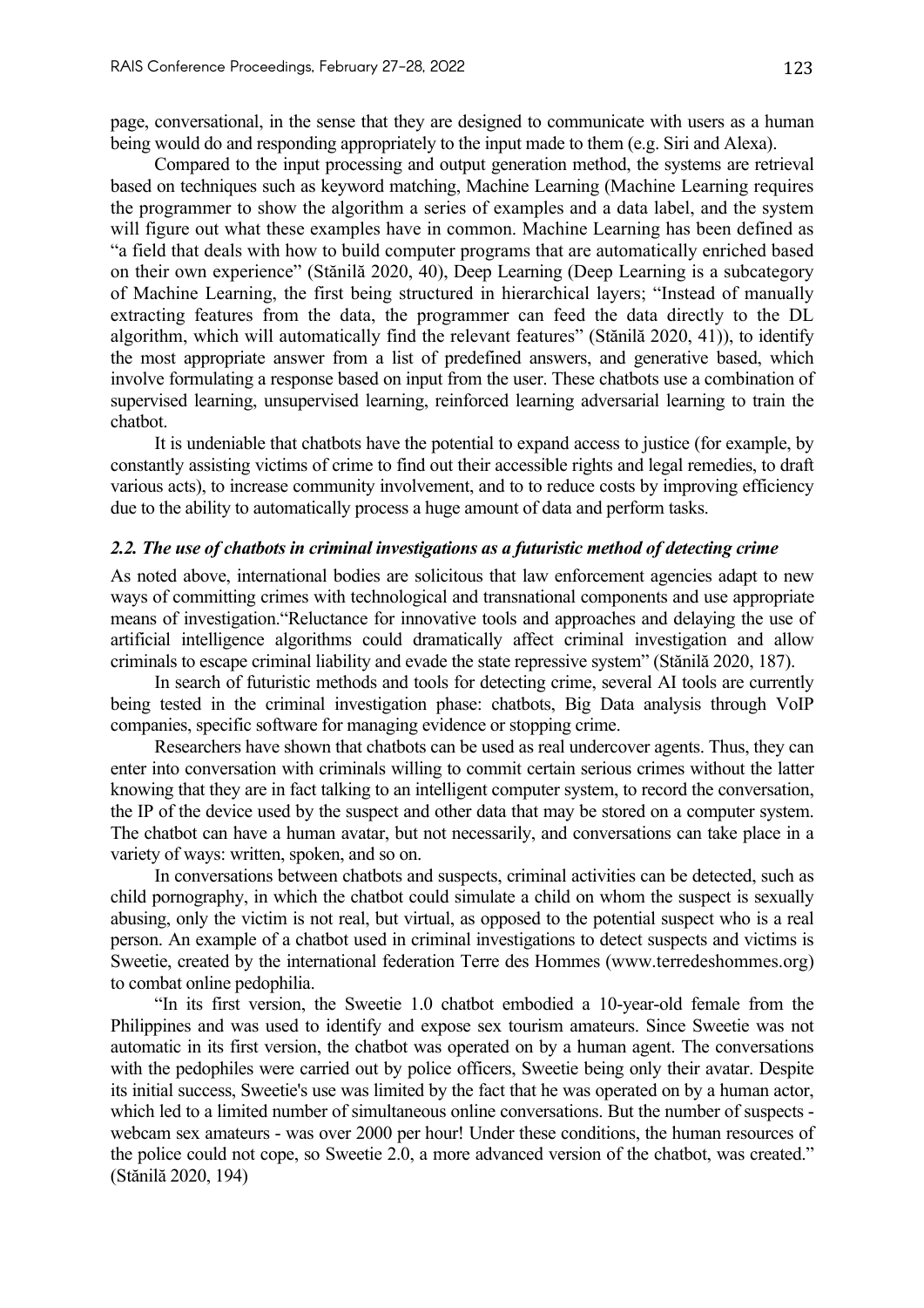page, conversational, in the sense that they are designed to communicate with users as a human being would do and responding appropriately to the input made to them (e.g. Siri and Alexa).

Compared to the input processing and output generation method, the systems are retrieval based on techniques such as keyword matching, Machine Learning (Machine Learning requires the programmer to show the algorithm a series of examples and a data label, and the system will figure out what these examples have in common. Machine Learning has been defined as "a field that deals with how to build computer programs that are automatically enriched based on their own experience" (Stănilă 2020, 40), Deep Learning (Deep Learning is a subcategory of Machine Learning, the first being structured in hierarchical layers; "Instead of manually extracting features from the data, the programmer can feed the data directly to the DL algorithm, which will automatically find the relevant features" (Stănilă 2020, 41)), to identify the most appropriate answer from a list of predefined answers, and generative based, which involve formulating a response based on input from the user. These chatbots use a combination of supervised learning, unsupervised learning, reinforced learning adversarial learning to train the chatbot.

It is undeniable that chatbots have the potential to expand access to justice (for example, by constantly assisting victims of crime to find out their accessible rights and legal remedies, to draft various acts), to increase community involvement, and to to reduce costs by improving efficiency due to the ability to automatically process a huge amount of data and perform tasks.

### *2.2. The use of chatbots in criminal investigations as a futuristic method of detecting crime*

As noted above, international bodies are solicitous that law enforcement agencies adapt to new ways of committing crimes with technological and transnational components and use appropriate means of investigation."Reluctance for innovative tools and approaches and delaying the use of artificial intelligence algorithms could dramatically affect criminal investigation and allow criminals to escape criminal liability and evade the state repressive system" (Stănilă 2020, 187).

In search of futuristic methods and tools for detecting crime, several AI tools are currently being tested in the criminal investigation phase: chatbots, Big Data analysis through VoIP companies, specific software for managing evidence or stopping crime.

Researchers have shown that chatbots can be used as real undercover agents. Thus, they can enter into conversation with criminals willing to commit certain serious crimes without the latter knowing that they are in fact talking to an intelligent computer system, to record the conversation, the IP of the device used by the suspect and other data that may be stored on a computer system. The chatbot can have a human avatar, but not necessarily, and conversations can take place in a variety of ways: written, spoken, and so on.

In conversations between chatbots and suspects, criminal activities can be detected, such as child pornography, in which the chatbot could simulate a child on whom the suspect is sexually abusing, only the victim is not real, but virtual, as opposed to the potential suspect who is a real person. An example of a chatbot used in criminal investigations to detect suspects and victims is Sweetie, created by the international federation Terre des Hommes (www.terredeshommes.org) to combat online pedophilia.

"In its first version, the Sweetie 1.0 chatbot embodied a 10-year-old female from the Philippines and was used to identify and expose sex tourism amateurs. Since Sweetie was not automatic in its first version, the chatbot was operated on by a human agent. The conversations with the pedophiles were carried out by police officers, Sweetie being only their avatar. Despite its initial success, Sweetie's use was limited by the fact that he was operated on by a human actor, which led to a limited number of simultaneous online conversations. But the number of suspects - webcam sex amateurs - was over 2000 per hour! Under these conditions, the human resources of the police could not cope, so Sweetie 2.0, a more advanced version of the chatbot, was created." (Stănilă 2020, 194)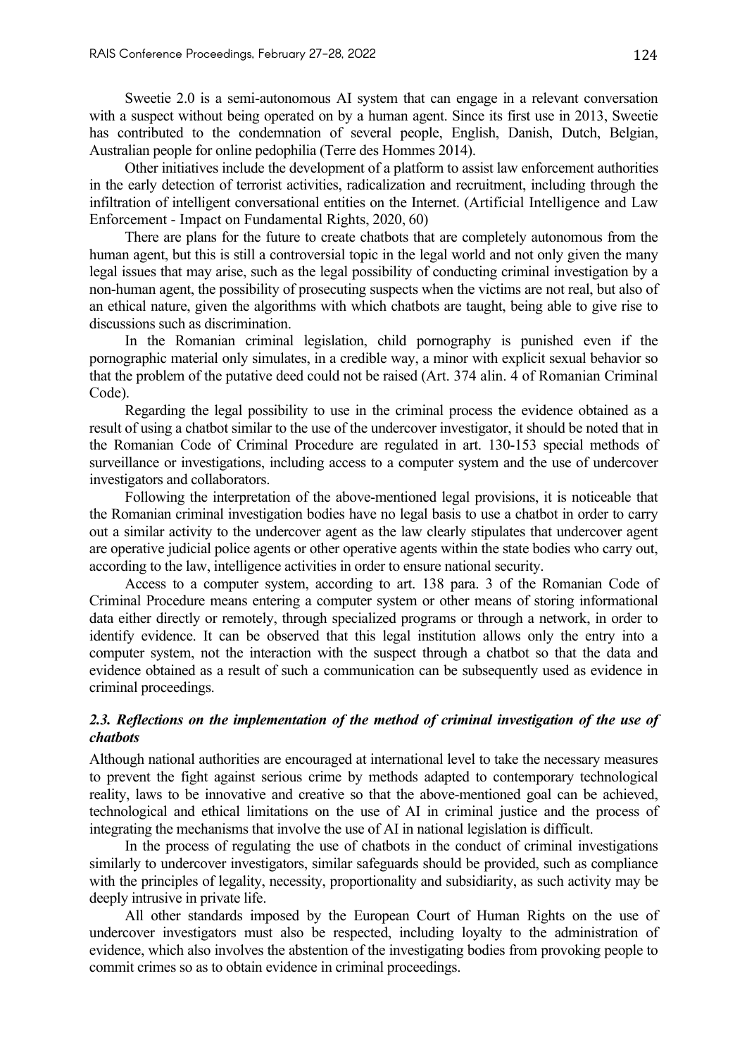Sweetie 2.0 is a semi-autonomous AI system that can engage in a relevant conversation with a suspect without being operated on by a human agent. Since its first use in 2013, Sweetie has contributed to the condemnation of several people, English, Danish, Dutch, Belgian, Australian people for online pedophilia (Terre des Hommes 2014).

Other initiatives include the development of a platform to assist law enforcement authorities in the early detection of terrorist activities, radicalization and recruitment, including through the infiltration of intelligent conversational entities on the Internet. (Artificial Intelligence and Law Enforcement - Impact on Fundamental Rights, 2020, 60)

There are plans for the future to create chatbots that are completely autonomous from the human agent, but this is still a controversial topic in the legal world and not only given the many legal issues that may arise, such as the legal possibility of conducting criminal investigation by a non-human agent, the possibility of prosecuting suspects when the victims are not real, but also of an ethical nature, given the algorithms with which chatbots are taught, being able to give rise to discussions such as discrimination.

In the Romanian criminal legislation, child pornography is punished even if the pornographic material only simulates, in a credible way, a minor with explicit sexual behavior so that the problem of the putative deed could not be raised (Art. 374 alin. 4 of Romanian Criminal Code).

Regarding the legal possibility to use in the criminal process the evidence obtained as a result of using a chatbot similar to the use of the undercover investigator, it should be noted that in the Romanian Code of Criminal Procedure are regulated in art. 130-153 special methods of surveillance or investigations, including access to a computer system and the use of undercover investigators and collaborators.

Following the interpretation of the above-mentioned legal provisions, it is noticeable that the Romanian criminal investigation bodies have no legal basis to use a chatbot in order to carry out a similar activity to the undercover agent as the law clearly stipulates that undercover agent are operative judicial police agents or other operative agents within the state bodies who carry out, according to the law, intelligence activities in order to ensure national security.

Access to a computer system, according to art. 138 para. 3 of the Romanian Code of Criminal Procedure means entering a computer system or other means of storing informational data either directly or remotely, through specialized programs or through a network, in order to identify evidence. It can be observed that this legal institution allows only the entry into a computer system, not the interaction with the suspect through a chatbot so that the data and evidence obtained as a result of such a communication can be subsequently used as evidence in criminal proceedings.

### *2.3. Reflections on the implementation of the method of criminal investigation of the use of chatbots*

Although national authorities are encouraged at international level to take the necessary measures to prevent the fight against serious crime by methods adapted to contemporary technological reality, laws to be innovative and creative so that the above-mentioned goal can be achieved, technological and ethical limitations on the use of AI in criminal justice and the process of integrating the mechanisms that involve the use of AI in national legislation is difficult.

In the process of regulating the use of chatbots in the conduct of criminal investigations similarly to undercover investigators, similar safeguards should be provided, such as compliance with the principles of legality, necessity, proportionality and subsidiarity, as such activity may be deeply intrusive in private life.

All other standards imposed by the European Court of Human Rights on the use of undercover investigators must also be respected, including loyalty to the administration of evidence, which also involves the abstention of the investigating bodies from provoking people to commit crimes so as to obtain evidence in criminal proceedings.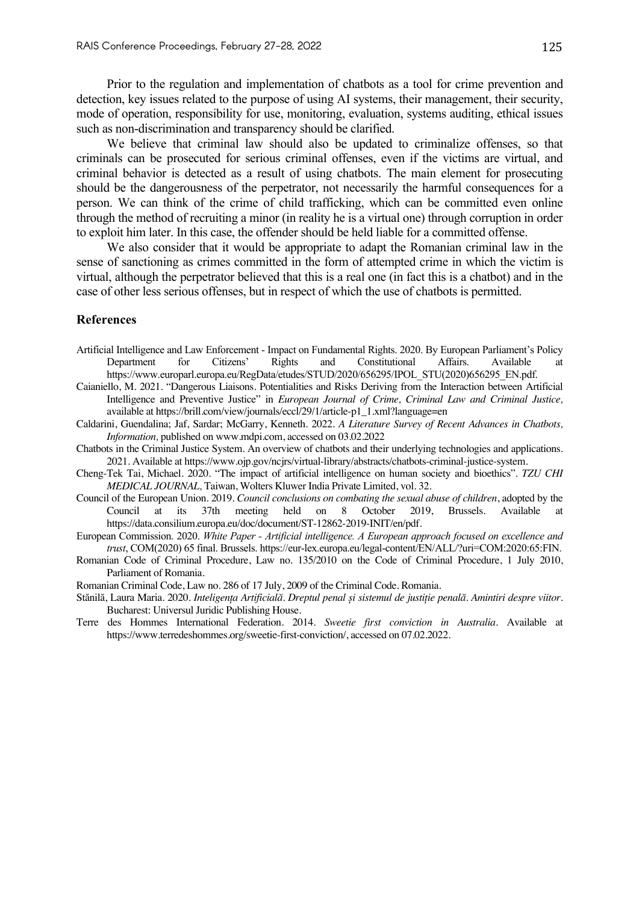Prior to the regulation and implementation of chatbots as a tool for crime prevention and detection, key issues related to the purpose of using AI systems, their management, their security, mode of operation, responsibility for use, monitoring, evaluation, systems auditing, ethical issues such as non-discrimination and transparency should be clarified.

We believe that criminal law should also be updated to criminalize offenses, so that criminals can be prosecuted for serious criminal offenses, even if the victims are virtual, and criminal behavior is detected as a result of using chatbots. The main element for prosecuting should be the dangerousness of the perpetrator, not necessarily the harmful consequences for a person. We can think of the crime of child trafficking, which can be committed even online through the method of recruiting a minor (in reality he is a virtual one) through corruption in order to exploit him later. In this case, the offender should be held liable for a committed offense.

We also consider that it would be appropriate to adapt the Romanian criminal law in the sense of sanctioning as crimes committed in the form of attempted crime in which the victim is virtual, although the perpetrator believed that this is a real one (in fact this is a chatbot) and in the case of other less serious offenses, but in respect of which the use of chatbots is permitted.

## References

Artificial Intelligence and Law Enforcement - Impact on Fundamental Rights. 2020. By European Parliament's Policy Department for Citizens' Rights and Constitutional Affairs. Available at https://www.europarl.europa.eu/RegData/etudes/STUD/2020/656295/IPOL_STU(2020)656295_EN.pdf.

Caianiello, M. 2021. "Dangerous Liaisons. Potentialities and Risks Deriving from the Interaction between Artificial Intelligence and Preventive Justice" in *European Journal of Crime, Criminal Law and Criminal Justice,* available at https://brill.com/view/journals/eccl/29/1/article-p1_1.xml?language=en

Caldarini, Guendalina; Jaf, Sardar; McGarry, Kenneth. 2022. *A Literature Survey of Recent Advances in Chatbots, Information,* published on www.mdpi.com, accessed on 03.02.2022

Chatbots in the Criminal Justice System. An overview of chatbots and their underlying technologies and applications. 2021. Available at https://www.ojp.gov/ncjrs/virtual-library/abstracts/chatbots-criminal-justice-system.

Cheng-Tek Tai, Michael. 2020. "The impact of artificial intelligence on human society and bioethics". *TZU CHI MEDICAL JOURNAL,* Taiwan, Wolters Kluwer India Private Limited, vol. 32.

Council of the European Union. 2019. *Council conclusions on combating the sexual abuse of children*, adopted by the Council at its 37th meeting held on 8 October 2019, Brussels. Available at https://data.consilium.europa.eu/doc/document/ST-12862-2019-INIT/en/pdf.

European Commission. 2020. *White Paper - Artificial intelligence. A European approach focused on excellence and trust*, COM(2020) 65 final. Brussels. https://eur-lex.europa.eu/legal-content/EN/ALL/?uri=COM:2020:65:FIN.

Romanian Code of Criminal Procedure, Law no. 135/2010 on the Code of Criminal Procedure, 1 July 2010, Parliament of Romania.

Romanian Criminal Code, Law no. 286 of 17 July, 2009 of the Criminal Code. Romania.

Stănilă, Laura Maria. 2020. *Inteligența Artificială. Dreptul penal și sistemul de justiție penală. Amintiri despre viitor*. Bucharest: Universul Juridic Publishing House.

Terre des Hommes International Federation. 2014. *Sweetie first conviction in Australia*. Available at https://www.terredeshommes.org/sweetie-first-conviction/, accessed on 07.02.2022.